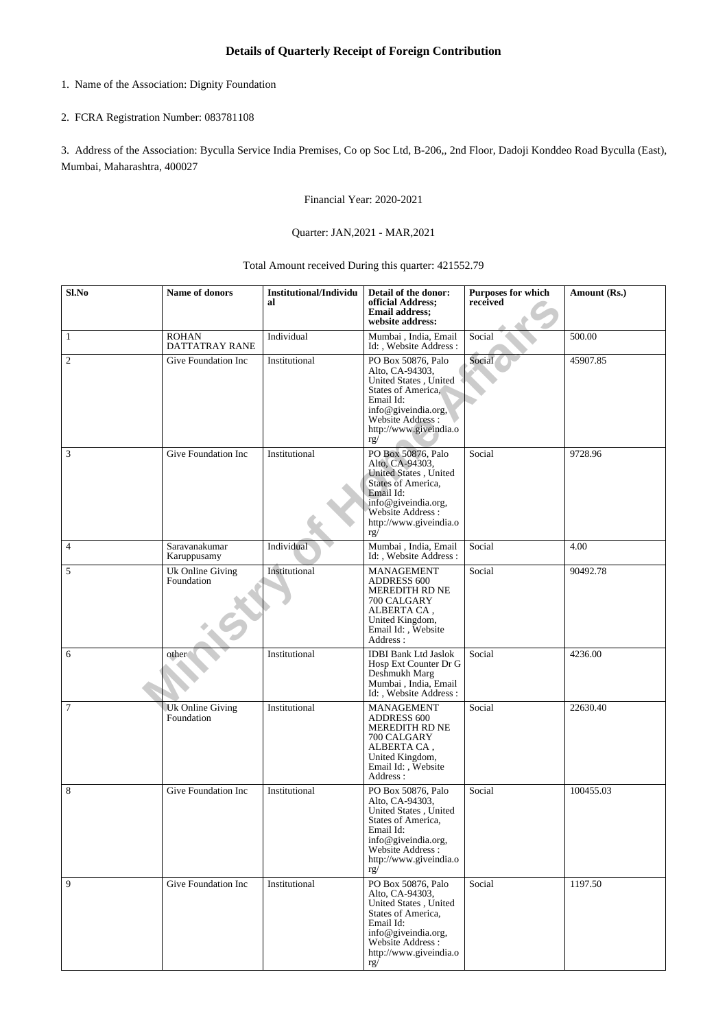## Details of Quarterly Receipt of Foreign Contribution

1. Name of the Association: Dignity Foundation

2. FCRA Registration Number: 083781108

3. Address of the Association: Byculla Service India Premises, Co op Soc Ltd, B-206,, 2nd Floor, Dadoji Konddeo Road Byculla (East), Mumbai, Maharashtra, 400027

Financial Year: 2020-2021

Quarter: JAN,2021 - MAR,2021

Total Amount received During this quarter: 421552.79

| Sl.No | Name of donors | Institutional/Individual | Detail of the donor: official Address; Email address; website address: | Purposes for which received | Amount (Rs.) |
|---|---|---|---|---|---|
| 1 | ROHAN DATTATRAY RANE | Individual | Mumbai , India, Email Id: , Website Address : | Social | 500.00 |
| 2 | Give Foundation Inc | Institutional | PO Box 50876, Palo Alto, CA-94303, United States , United States of America, Email Id: info@giveindia.org, Website Address : http://www.giveindia.org/ | Social | 45907.85 |
| 3 | Give Foundation Inc | Institutional | PO Box 50876, Palo Alto, CA-94303, United States , United States of America, Email Id: info@giveindia.org, Website Address : http://www.giveindia.org/ | Social | 9728.96 |
| 4 | Saravanakumar Karuppusamy | Individual | Mumbai , India, Email Id: , Website Address : | Social | 4.00 |
| 5 | Uk Online Giving Foundation | Institutional | MANAGEMENT ADDRESS 600 MEREDITH RD NE 700 CALGARY ALBERTA CA , United Kingdom, Email Id: , Website Address : | Social | 90492.78 |
| 6 | other | Institutional | IDBI Bank Ltd Jaslok Hosp Ext Counter Dr G Deshmukh Marg Mumbai , India, Email Id: , Website Address : | Social | 4236.00 |
| 7 | Uk Online Giving Foundation | Institutional | MANAGEMENT ADDRESS 600 MEREDITH RD NE 700 CALGARY ALBERTA CA , United Kingdom, Email Id: , Website Address : | Social | 22630.40 |
| 8 | Give Foundation Inc | Institutional | PO Box 50876, Palo Alto, CA-94303, United States , United States of America, Email Id: info@giveindia.org, Website Address : http://www.giveindia.org/ | Social | 100455.03 |
| 9 | Give Foundation Inc | Institutional | PO Box 50876, Palo Alto, CA-94303, United States , United States of America, Email Id: info@giveindia.org, Website Address : http://www.giveindia.org/ | Social | 1197.50 |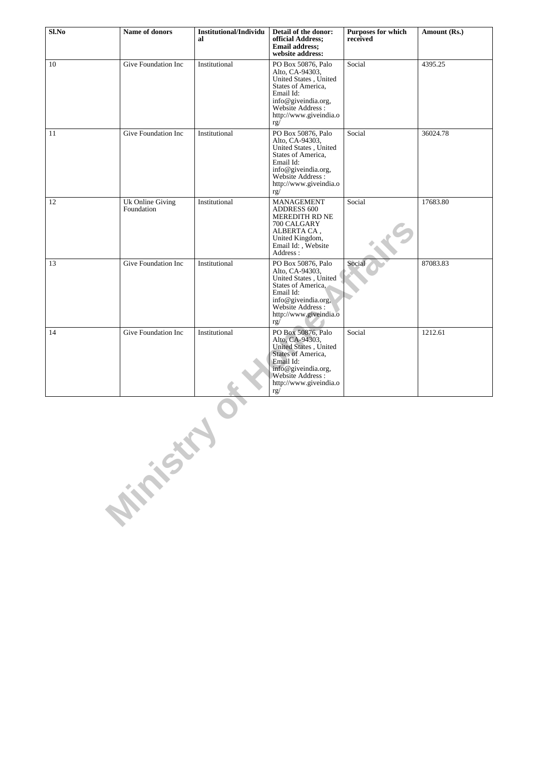| Sl.No | Name of donors | Institutional/Individual | Detail of the donor: official Address; Email address; website address: | Purposes for which received | Amount (Rs.) |
|---|---|---|---|---|---|
| 10 | Give Foundation Inc | Institutional | PO Box 50876, Palo Alto, CA-94303, United States , United States of America, Email Id: info@giveindia.org, Website Address : http://www.giveindia.org/ | Social | 4395.25 |
| 11 | Give Foundation Inc | Institutional | PO Box 50876, Palo Alto, CA-94303, United States , United States of America, Email Id: info@giveindia.org, Website Address : http://www.giveindia.org/ | Social | 36024.78 |
| 12 | Uk Online Giving Foundation | Institutional | MANAGEMENT ADDRESS 600 MEREDITH RD NE 700 CALGARY ALBERTA CA , United Kingdom, Email Id: , Website Address : | Social | 17683.80 |
| 13 | Give Foundation Inc | Institutional | PO Box 50876, Palo Alto, CA-94303, United States , United States of America, Email Id: info@giveindia.org, Website Address : http://www.giveindia.org/ | Social | 87083.83 |
| 14 | Give Foundation Inc | Institutional | PO Box 50876, Palo Alto, CA-94303, United States , United States of America, Email Id: info@giveindia.org, Website Address : http://www.giveindia.org/ | Social | 1212.61 |